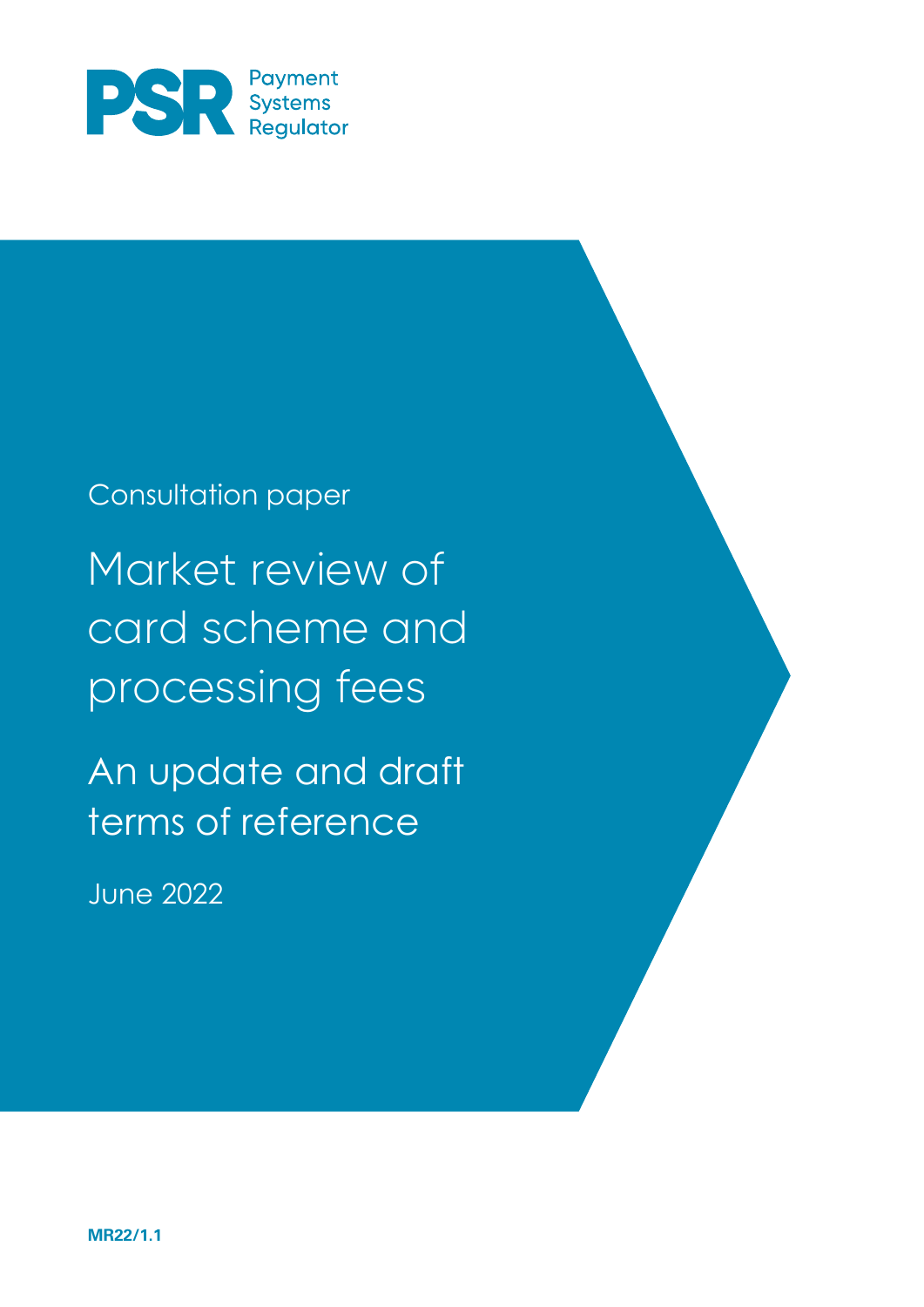PSR Payment Systems Regulator

Consultation paper

# Market review of card scheme and processing fees

## An update and draft terms of reference

June 2022

**MR22/1.1**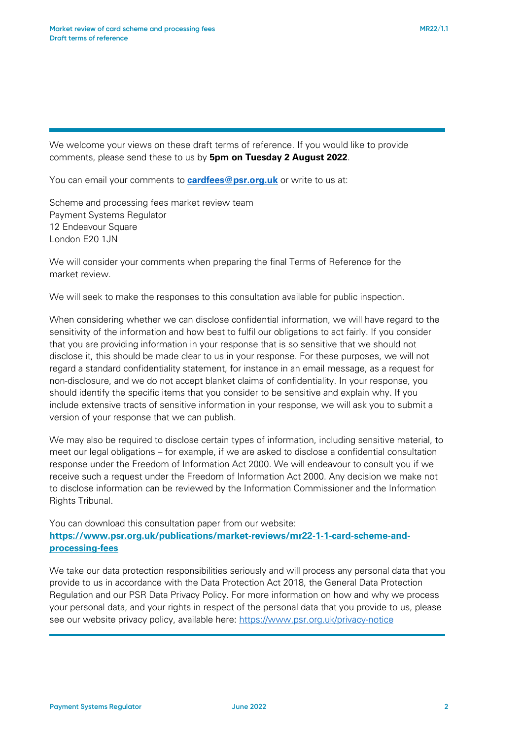We welcome your views on these draft terms of reference. If you would like to provide comments, please send these to us by **5pm on Tuesday 2 August 2022**.

You can email your comments to **cardfees@psr.org.uk** or write to us at:

Scheme and processing fees market review team
Payment Systems Regulator
12 Endeavour Square
London E20 1JN

We will consider your comments when preparing the final Terms of Reference for the market review.

We will seek to make the responses to this consultation available for public inspection.

When considering whether we can disclose confidential information, we will have regard to the sensitivity of the information and how best to fulfil our obligations to act fairly. If you consider that you are providing information in your response that is so sensitive that we should not disclose it, this should be made clear to us in your response. For these purposes, we will not regard a standard confidentiality statement, for instance in an email message, as a request for non-disclosure, and we do not accept blanket claims of confidentiality. In your response, you should identify the specific items that you consider to be sensitive and explain why. If you include extensive tracts of sensitive information in your response, we will ask you to submit a version of your response that we can publish.

We may also be required to disclose certain types of information, including sensitive material, to meet our legal obligations – for example, if we are asked to disclose a confidential consultation response under the Freedom of Information Act 2000. We will endeavour to consult you if we receive such a request under the Freedom of Information Act 2000. Any decision we make not to disclose information can be reviewed by the Information Commissioner and the Information Rights Tribunal.

You can download this consultation paper from our website:
**https://www.psr.org.uk/publications/market-reviews/mr22-1-1-card-scheme-and-processing-fees**

We take our data protection responsibilities seriously and will process any personal data that you provide to us in accordance with the Data Protection Act 2018, the General Data Protection Regulation and our PSR Data Privacy Policy. For more information on how and why we process your personal data, and your rights in respect of the personal data that you provide to us, please see our website privacy policy, available here: https://www.psr.org.uk/privacy-notice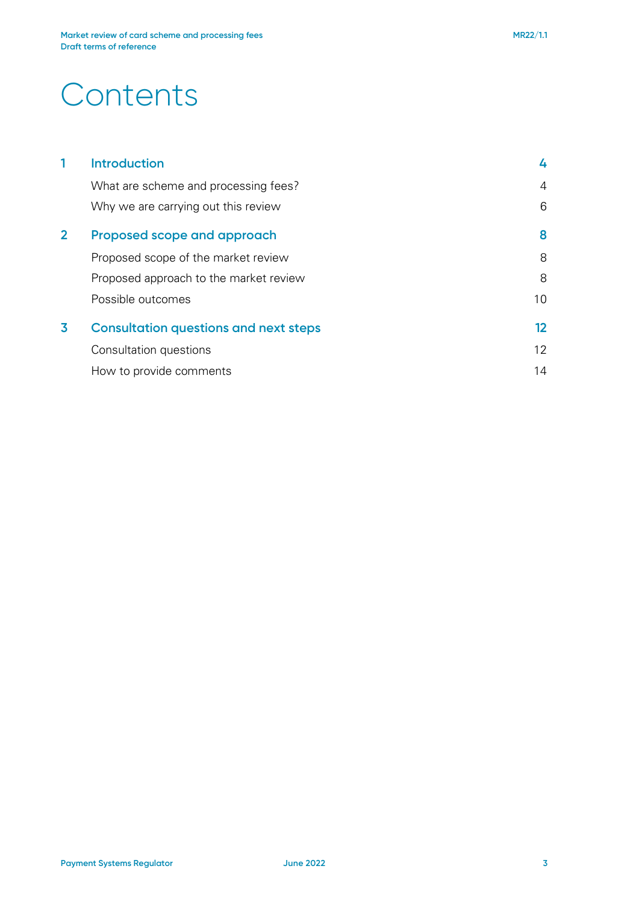# Contents

| | | |
|---|---|---|
| **1** | **Introduction** | **4** |
| | What are scheme and processing fees? | 4 |
| | Why we are carrying out this review | 6 |
| **2** | **Proposed scope and approach** | **8** |
| | Proposed scope of the market review | 8 |
| | Proposed approach to the market review | 8 |
| | Possible outcomes | 10 |
| **3** | **Consultation questions and next steps** | **12** |
| | Consultation questions | 12 |
| | How to provide comments | 14 |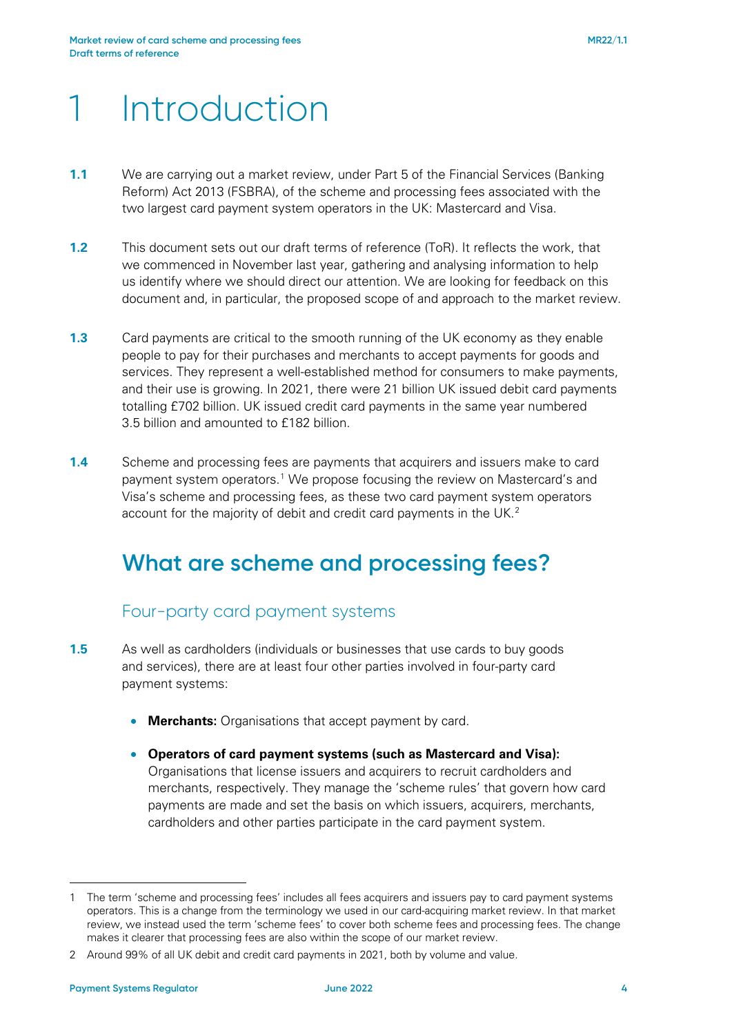# 1 Introduction

**1.1** We are carrying out a market review, under Part 5 of the Financial Services (Banking Reform) Act 2013 (FSBRA), of the scheme and processing fees associated with the two largest card payment system operators in the UK: Mastercard and Visa.

**1.2** This document sets out our draft terms of reference (ToR). It reflects the work, that we commenced in November last year, gathering and analysing information to help us identify where we should direct our attention. We are looking for feedback on this document and, in particular, the proposed scope of and approach to the market review.

**1.3** Card payments are critical to the smooth running of the UK economy as they enable people to pay for their purchases and merchants to accept payments for goods and services. They represent a well-established method for consumers to make payments, and their use is growing. In 2021, there were 21 billion UK issued debit card payments totalling £702 billion. UK issued credit card payments in the same year numbered 3.5 billion and amounted to £182 billion.

**1.4** Scheme and processing fees are payments that acquirers and issuers make to card payment system operators.[1] We propose focusing the review on Mastercard's and Visa's scheme and processing fees, as these two card payment system operators account for the majority of debit and credit card payments in the UK.[2]

## What are scheme and processing fees?

### Four-party card payment systems

**1.5** As well as cardholders (individuals or businesses that use cards to buy goods and services), there are at least four other parties involved in four-party card payment systems:

- **Merchants:** Organisations that accept payment by card.
- **Operators of card payment systems (such as Mastercard and Visa):** Organisations that license issuers and acquirers to recruit cardholders and merchants, respectively. They manage the 'scheme rules' that govern how card payments are made and set the basis on which issuers, acquirers, merchants, cardholders and other parties participate in the card payment system.

---

1 The term 'scheme and processing fees' includes all fees acquirers and issuers pay to card payment systems operators. This is a change from the terminology we used in our card-acquiring market review. In that market review, we instead used the term 'scheme fees' to cover both scheme fees and processing fees. The change makes it clearer that processing fees are also within the scope of our market review.

2 Around 99% of all UK debit and credit card payments in 2021, both by volume and value.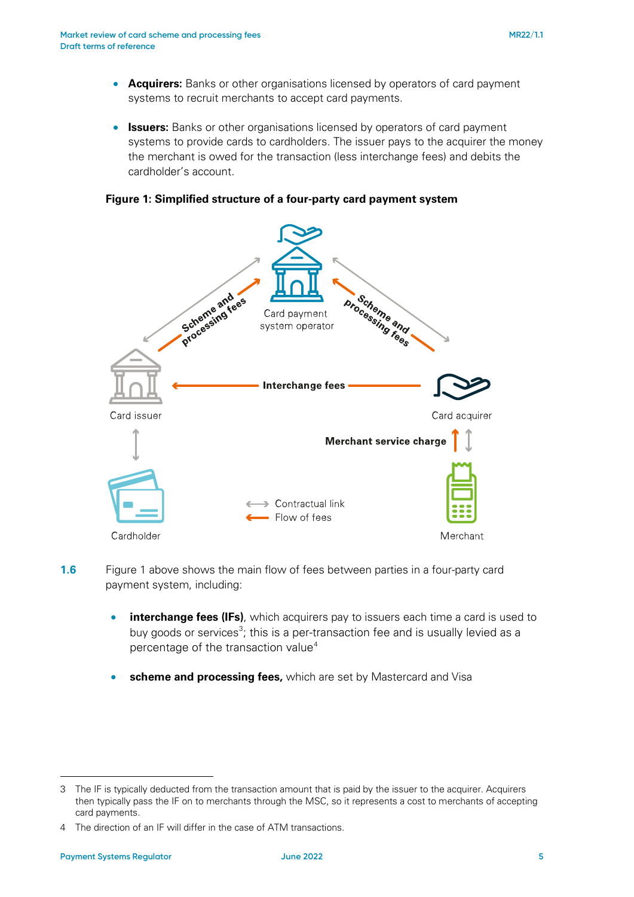- **Acquirers:** Banks or other organisations licensed by operators of card payment systems to recruit merchants to accept card payments.

- **Issuers:** Banks or other organisations licensed by operators of card payment systems to provide cards to cardholders. The issuer pays to the acquirer the money the merchant is owed for the transaction (less interchange fees) and debits the cardholder's account.

**Figure 1: Simplified structure of a four-party card payment system**

**1.6** Figure 1 above shows the main flow of fees between parties in a four-party card payment system, including:

- **interchange fees (IFs)**, which acquirers pay to issuers each time a card is used to buy goods or services[3]; this is a per-transaction fee and is usually levied as a percentage of the transaction value[4]

- **scheme and processing fees,** which are set by Mastercard and Visa

---

3 The IF is typically deducted from the transaction amount that is paid by the issuer to the acquirer. Acquirers then typically pass the IF on to merchants through the MSC, so it represents a cost to merchants of accepting card payments.

4 The direction of an IF will differ in the case of ATM transactions.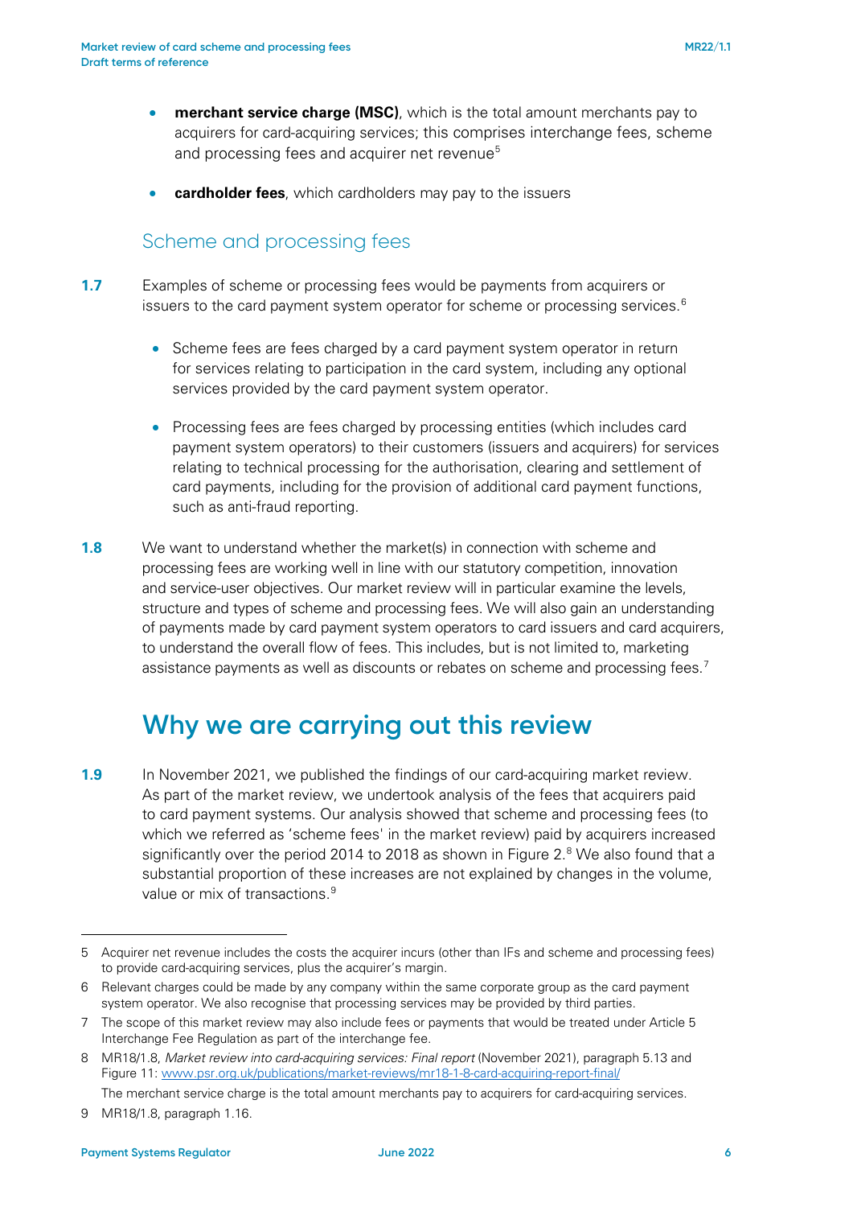- **merchant service charge (MSC)**, which is the total amount merchants pay to acquirers for card-acquiring services; this comprises interchange fees, scheme and processing fees and acquirer net revenue[5]
- **cardholder fees**, which cardholders may pay to the issuers

### Scheme and processing fees

**1.7** Examples of scheme or processing fees would be payments from acquirers or issuers to the card payment system operator for scheme or processing services.[6]

- Scheme fees are fees charged by a card payment system operator in return for services relating to participation in the card system, including any optional services provided by the card payment system operator.
- Processing fees are fees charged by processing entities (which includes card payment system operators) to their customers (issuers and acquirers) for services relating to technical processing for the authorisation, clearing and settlement of card payments, including for the provision of additional card payment functions, such as anti-fraud reporting.

**1.8** We want to understand whether the market(s) in connection with scheme and processing fees are working well in line with our statutory competition, innovation and service-user objectives. Our market review will in particular examine the levels, structure and types of scheme and processing fees. We will also gain an understanding of payments made by card payment system operators to card issuers and card acquirers, to understand the overall flow of fees. This includes, but is not limited to, marketing assistance payments as well as discounts or rebates on scheme and processing fees.[7]

## Why we are carrying out this review

**1.9** In November 2021, we published the findings of our card-acquiring market review. As part of the market review, we undertook analysis of the fees that acquirers paid to card payment systems. Our analysis showed that scheme and processing fees (to which we referred as 'scheme fees' in the market review) paid by acquirers increased significantly over the period 2014 to 2018 as shown in Figure 2.[8] We also found that a substantial proportion of these increases are not explained by changes in the volume, value or mix of transactions.[9]

---

5 Acquirer net revenue includes the costs the acquirer incurs (other than IFs and scheme and processing fees) to provide card-acquiring services, plus the acquirer's margin.

6 Relevant charges could be made by any company within the same corporate group as the card payment system operator. We also recognise that processing services may be provided by third parties.

7 The scope of this market review may also include fees or payments that would be treated under Article 5 Interchange Fee Regulation as part of the interchange fee.

8 MR18/1.8, *Market review into card-acquiring services: Final report* (November 2021), paragraph 5.13 and Figure 11: [www.psr.org.uk/publications/market-reviews/mr18-1-8-card-acquiring-report-final/](www.psr.org.uk/publications/market-reviews/mr18-1-8-card-acquiring-report-final/)
The merchant service charge is the total amount merchants pay to acquirers for card-acquiring services.

9 MR18/1.8, paragraph 1.16.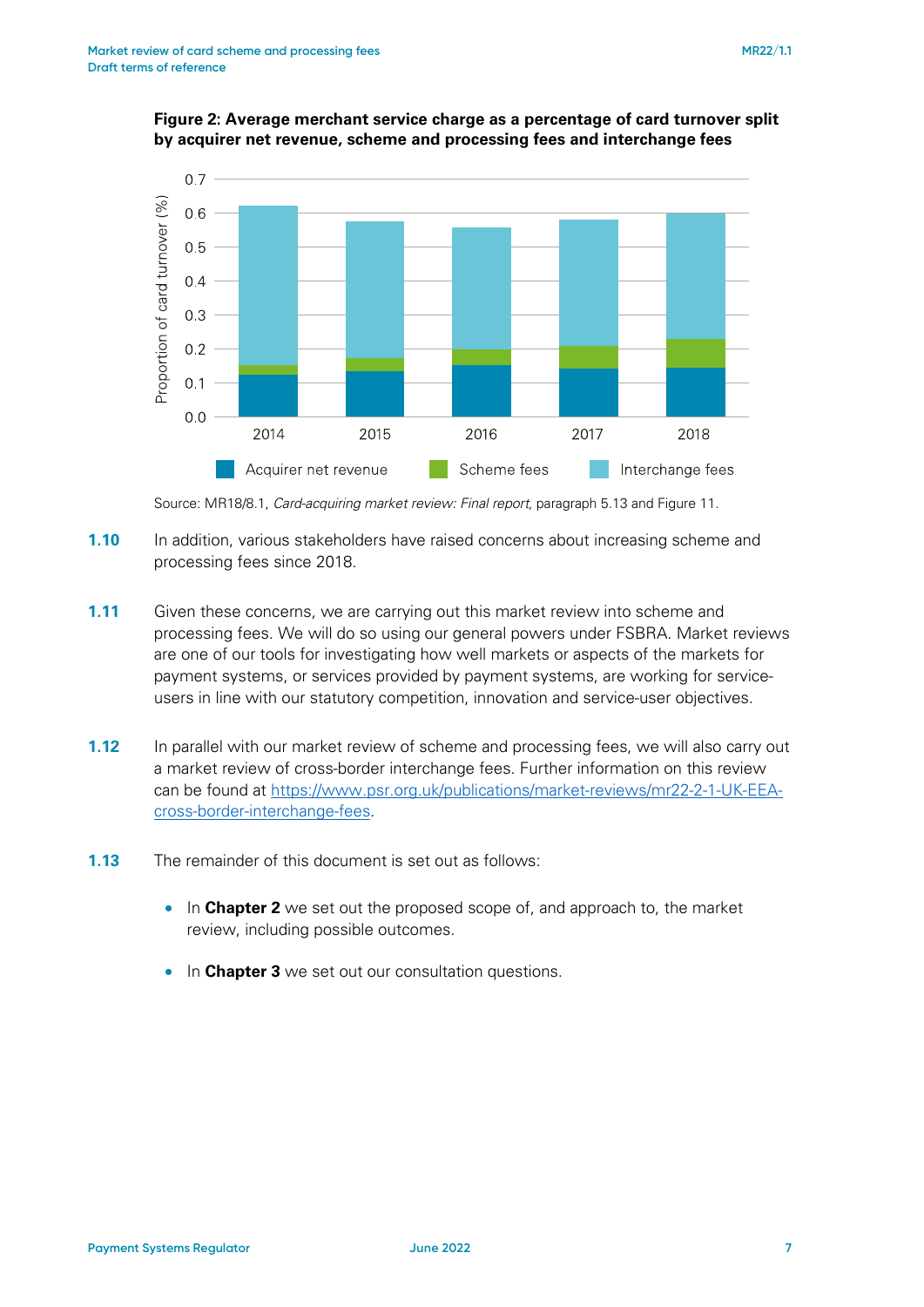**Figure 2: Average merchant service charge as a percentage of card turnover split by acquirer net revenue, scheme and processing fees and interchange fees**

Source: MR18/8.1, *Card-acquiring market review: Final report*, paragraph 5.13 and Figure 11.

**1.10** In addition, various stakeholders have raised concerns about increasing scheme and processing fees since 2018.

**1.11** Given these concerns, we are carrying out this market review into scheme and processing fees. We will do so using our general powers under FSBRA. Market reviews are one of our tools for investigating how well markets or aspects of the markets for payment systems, or services provided by payment systems, are working for service-users in line with our statutory competition, innovation and service-user objectives.

**1.12** In parallel with our market review of scheme and processing fees, we will also carry out a market review of cross-border interchange fees. Further information on this review can be found at https://www.psr.org.uk/publications/market-reviews/mr22-2-1-UK-EEA-cross-border-interchange-fees.

**1.13** The remainder of this document is set out as follows:

- In **Chapter 2** we set out the proposed scope of, and approach to, the market review, including possible outcomes.
- In **Chapter 3** we set out our consultation questions.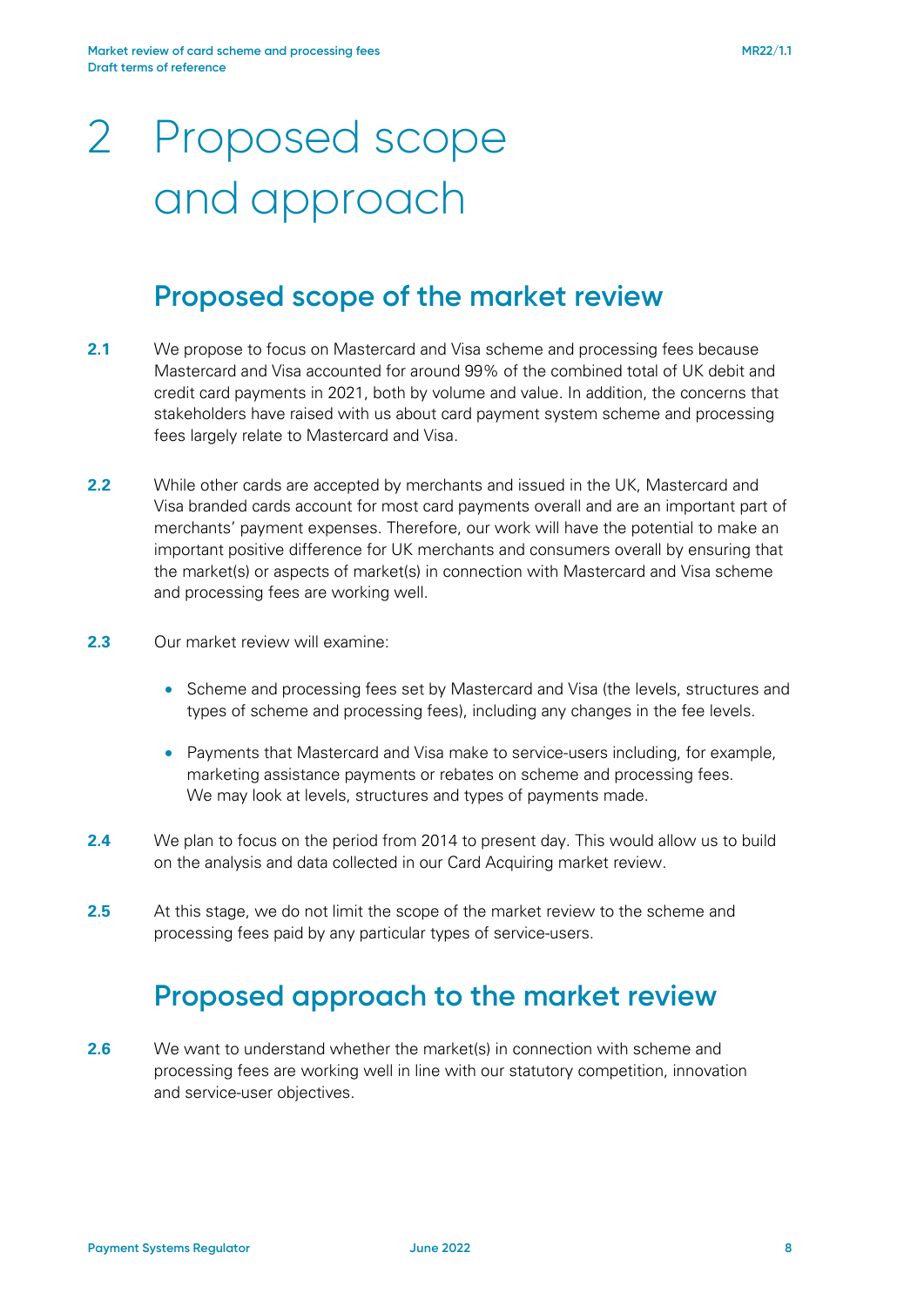# 2 Proposed scope and approach

## Proposed scope of the market review

**2.1** We propose to focus on Mastercard and Visa scheme and processing fees because Mastercard and Visa accounted for around 99% of the combined total of UK debit and credit card payments in 2021, both by volume and value. In addition, the concerns that stakeholders have raised with us about card payment system scheme and processing fees largely relate to Mastercard and Visa.

**2.2** While other cards are accepted by merchants and issued in the UK, Mastercard and Visa branded cards account for most card payments overall and are an important part of merchants' payment expenses. Therefore, our work will have the potential to make an important positive difference for UK merchants and consumers overall by ensuring that the market(s) or aspects of market(s) in connection with Mastercard and Visa scheme and processing fees are working well.

**2.3** Our market review will examine:

- Scheme and processing fees set by Mastercard and Visa (the levels, structures and types of scheme and processing fees), including any changes in the fee levels.
- Payments that Mastercard and Visa make to service-users including, for example, marketing assistance payments or rebates on scheme and processing fees. We may look at levels, structures and types of payments made.

**2.4** We plan to focus on the period from 2014 to present day. This would allow us to build on the analysis and data collected in our Card Acquiring market review.

**2.5** At this stage, we do not limit the scope of the market review to the scheme and processing fees paid by any particular types of service-users.

## Proposed approach to the market review

**2.6** We want to understand whether the market(s) in connection with scheme and processing fees are working well in line with our statutory competition, innovation and service-user objectives.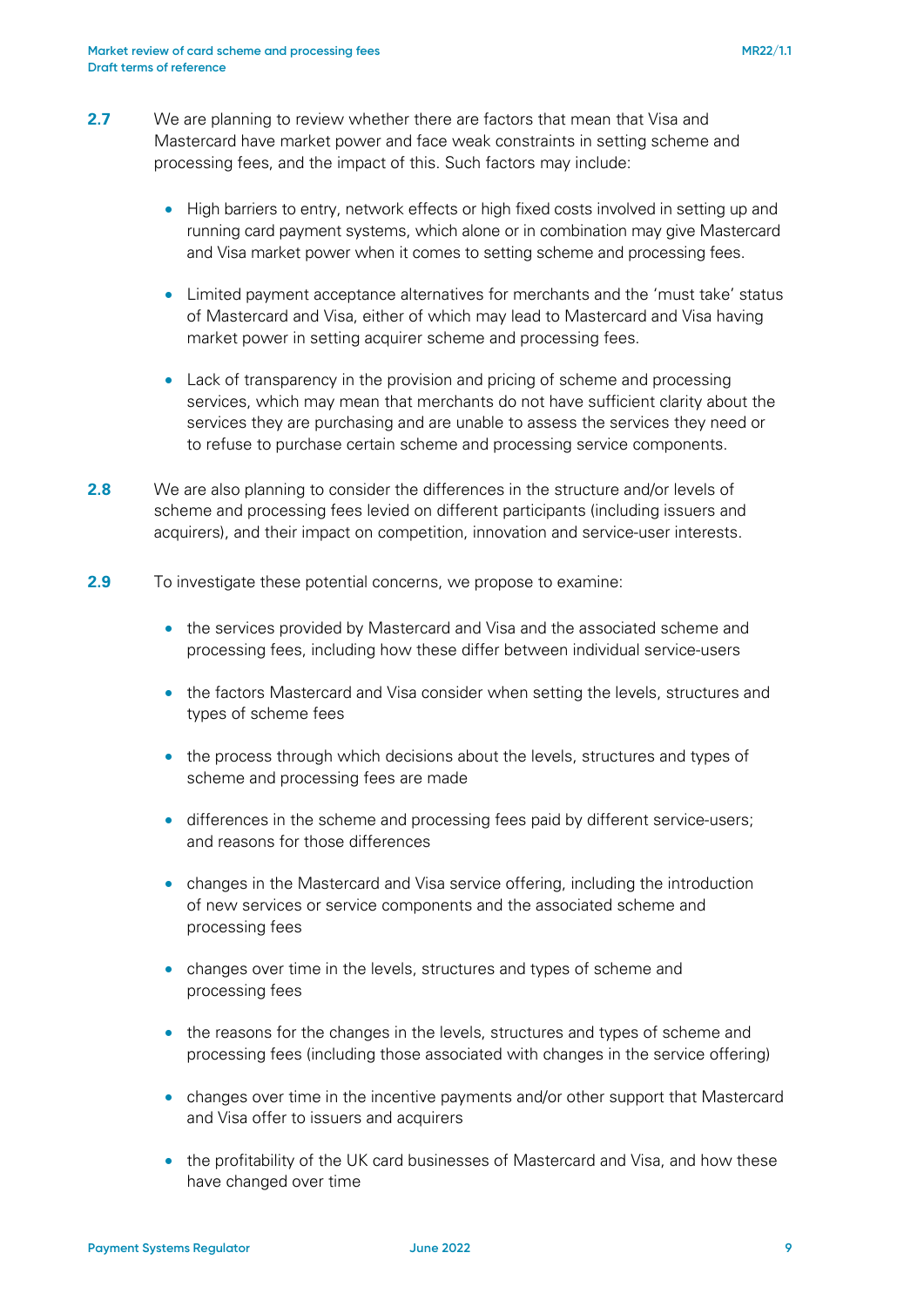**2.7** We are planning to review whether there are factors that mean that Visa and Mastercard have market power and face weak constraints in setting scheme and processing fees, and the impact of this. Such factors may include:

- High barriers to entry, network effects or high fixed costs involved in setting up and running card payment systems, which alone or in combination may give Mastercard and Visa market power when it comes to setting scheme and processing fees.
- Limited payment acceptance alternatives for merchants and the 'must take' status of Mastercard and Visa, either of which may lead to Mastercard and Visa having market power in setting acquirer scheme and processing fees.
- Lack of transparency in the provision and pricing of scheme and processing services, which may mean that merchants do not have sufficient clarity about the services they are purchasing and are unable to assess the services they need or to refuse to purchase certain scheme and processing service components.

**2.8** We are also planning to consider the differences in the structure and/or levels of scheme and processing fees levied on different participants (including issuers and acquirers), and their impact on competition, innovation and service-user interests.

**2.9** To investigate these potential concerns, we propose to examine:

- the services provided by Mastercard and Visa and the associated scheme and processing fees, including how these differ between individual service-users
- the factors Mastercard and Visa consider when setting the levels, structures and types of scheme fees
- the process through which decisions about the levels, structures and types of scheme and processing fees are made
- differences in the scheme and processing fees paid by different service-users; and reasons for those differences
- changes in the Mastercard and Visa service offering, including the introduction of new services or service components and the associated scheme and processing fees
- changes over time in the levels, structures and types of scheme and processing fees
- the reasons for the changes in the levels, structures and types of scheme and processing fees (including those associated with changes in the service offering)
- changes over time in the incentive payments and/or other support that Mastercard and Visa offer to issuers and acquirers
- the profitability of the UK card businesses of Mastercard and Visa, and how these have changed over time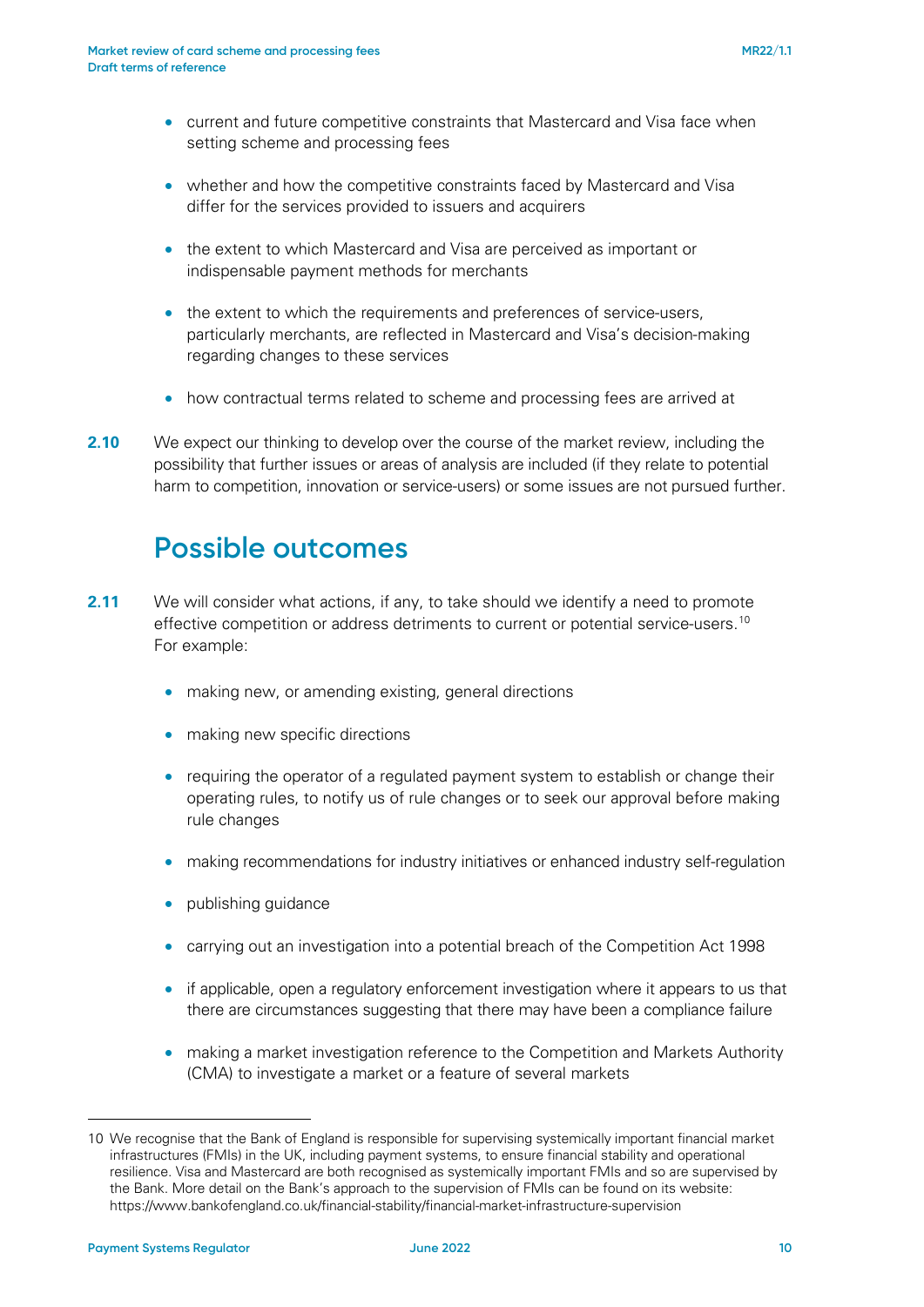- current and future competitive constraints that Mastercard and Visa face when setting scheme and processing fees
- whether and how the competitive constraints faced by Mastercard and Visa differ for the services provided to issuers and acquirers
- the extent to which Mastercard and Visa are perceived as important or indispensable payment methods for merchants
- the extent to which the requirements and preferences of service-users, particularly merchants, are reflected in Mastercard and Visa's decision-making regarding changes to these services
- how contractual terms related to scheme and processing fees are arrived at

**2.10** We expect our thinking to develop over the course of the market review, including the possibility that further issues or areas of analysis are included (if they relate to potential harm to competition, innovation or service-users) or some issues are not pursued further.

## Possible outcomes

**2.11** We will consider what actions, if any, to take should we identify a need to promote effective competition or address detriments to current or potential service-users.[10] For example:

- making new, or amending existing, general directions
- making new specific directions
- requiring the operator of a regulated payment system to establish or change their operating rules, to notify us of rule changes or to seek our approval before making rule changes
- making recommendations for industry initiatives or enhanced industry self-regulation
- publishing guidance
- carrying out an investigation into a potential breach of the Competition Act 1998
- if applicable, open a regulatory enforcement investigation where it appears to us that there are circumstances suggesting that there may have been a compliance failure
- making a market investigation reference to the Competition and Markets Authority (CMA) to investigate a market or a feature of several markets

---

10 We recognise that the Bank of England is responsible for supervising systemically important financial market infrastructures (FMIs) in the UK, including payment systems, to ensure financial stability and operational resilience. Visa and Mastercard are both recognised as systemically important FMIs and so are supervised by the Bank. More detail on the Bank's approach to the supervision of FMIs can be found on its website: https://www.bankofengland.co.uk/financial-stability/financial-market-infrastructure-supervision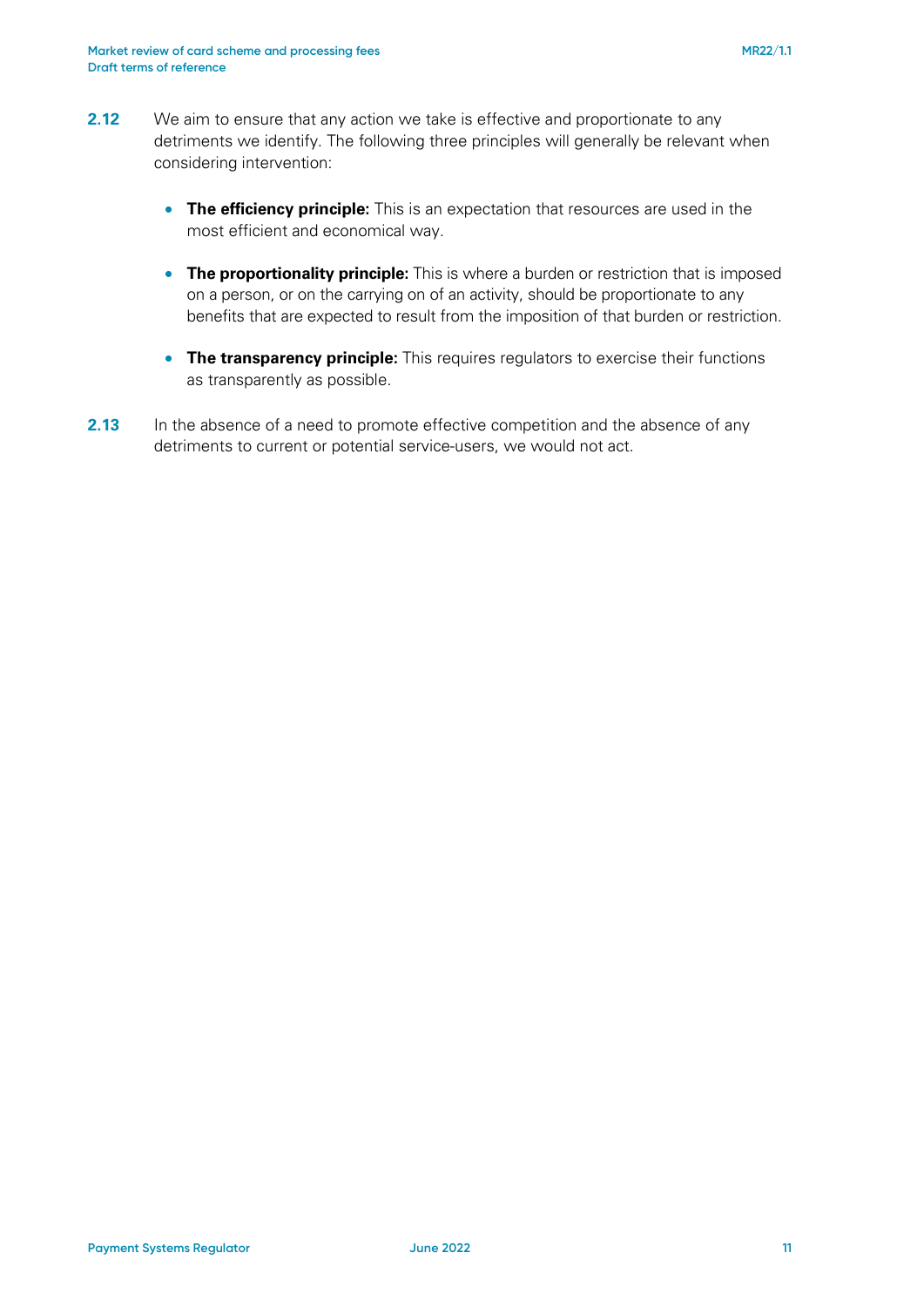**2.12** We aim to ensure that any action we take is effective and proportionate to any detriments we identify. The following three principles will generally be relevant when considering intervention:

- **The efficiency principle:** This is an expectation that resources are used in the most efficient and economical way.
- **The proportionality principle:** This is where a burden or restriction that is imposed on a person, or on the carrying on of an activity, should be proportionate to any benefits that are expected to result from the imposition of that burden or restriction.
- **The transparency principle:** This requires regulators to exercise their functions as transparently as possible.

**2.13** In the absence of a need to promote effective competition and the absence of any detriments to current or potential service-users, we would not act.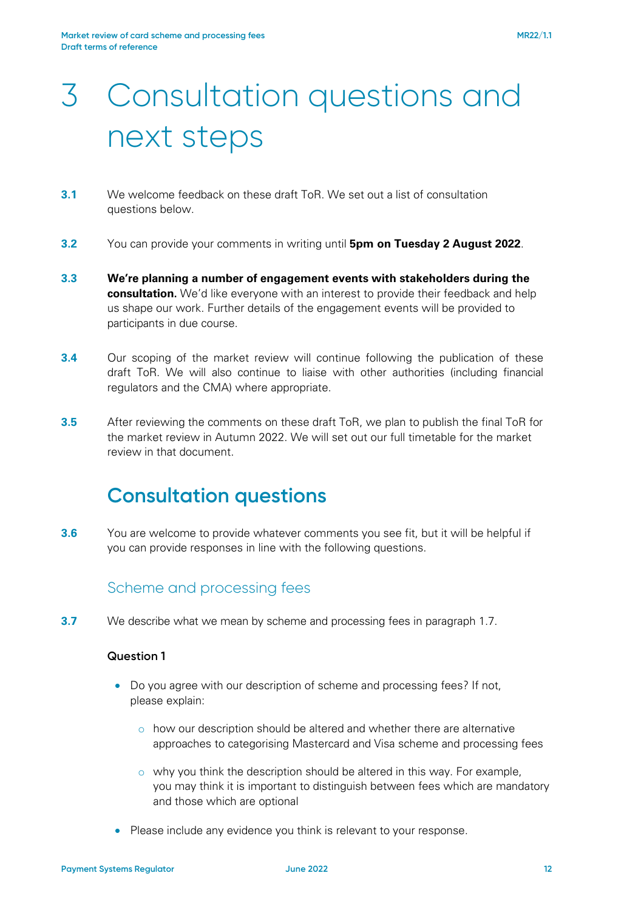# 3 Consultation questions and next steps

**3.1** We welcome feedback on these draft ToR. We set out a list of consultation questions below.

**3.2** You can provide your comments in writing until **5pm on Tuesday 2 August 2022**.

**3.3** **We're planning a number of engagement events with stakeholders during the consultation.** We'd like everyone with an interest to provide their feedback and help us shape our work. Further details of the engagement events will be provided to participants in due course.

**3.4** Our scoping of the market review will continue following the publication of these draft ToR. We will also continue to liaise with other authorities (including financial regulators and the CMA) where appropriate.

**3.5** After reviewing the comments on these draft ToR, we plan to publish the final ToR for the market review in Autumn 2022. We will set out our full timetable for the market review in that document.

## Consultation questions

**3.6** You are welcome to provide whatever comments you see fit, but it will be helpful if you can provide responses in line with the following questions.

### Scheme and processing fees

**3.7** We describe what we mean by scheme and processing fees in paragraph 1.7.

**Question 1**

- Do you agree with our description of scheme and processing fees? If not, please explain:
  - how our description should be altered and whether there are alternative approaches to categorising Mastercard and Visa scheme and processing fees
  - why you think the description should be altered in this way. For example, you may think it is important to distinguish between fees which are mandatory and those which are optional
- Please include any evidence you think is relevant to your response.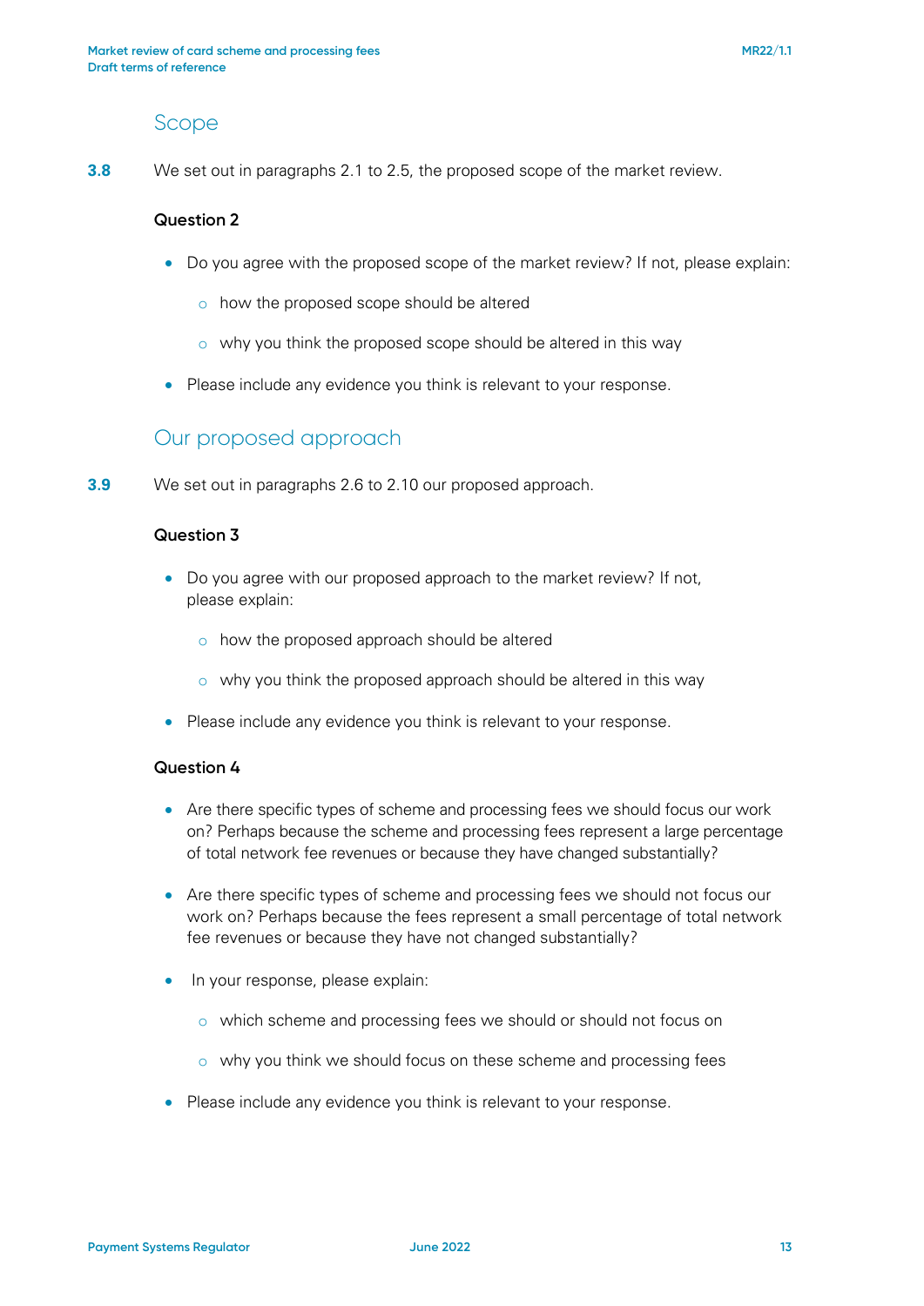## Scope

**3.8** We set out in paragraphs 2.1 to 2.5, the proposed scope of the market review.

**Question 2**

- Do you agree with the proposed scope of the market review? If not, please explain:
  - how the proposed scope should be altered
  - why you think the proposed scope should be altered in this way
- Please include any evidence you think is relevant to your response.

## Our proposed approach

**3.9** We set out in paragraphs 2.6 to 2.10 our proposed approach.

**Question 3**

- Do you agree with our proposed approach to the market review? If not, please explain:
  - how the proposed approach should be altered
  - why you think the proposed approach should be altered in this way
- Please include any evidence you think is relevant to your response.

**Question 4**

- Are there specific types of scheme and processing fees we should focus our work on? Perhaps because the scheme and processing fees represent a large percentage of total network fee revenues or because they have changed substantially?
- Are there specific types of scheme and processing fees we should not focus our work on? Perhaps because the fees represent a small percentage of total network fee revenues or because they have not changed substantially?
- In your response, please explain:
  - which scheme and processing fees we should or should not focus on
  - why you think we should focus on these scheme and processing fees
- Please include any evidence you think is relevant to your response.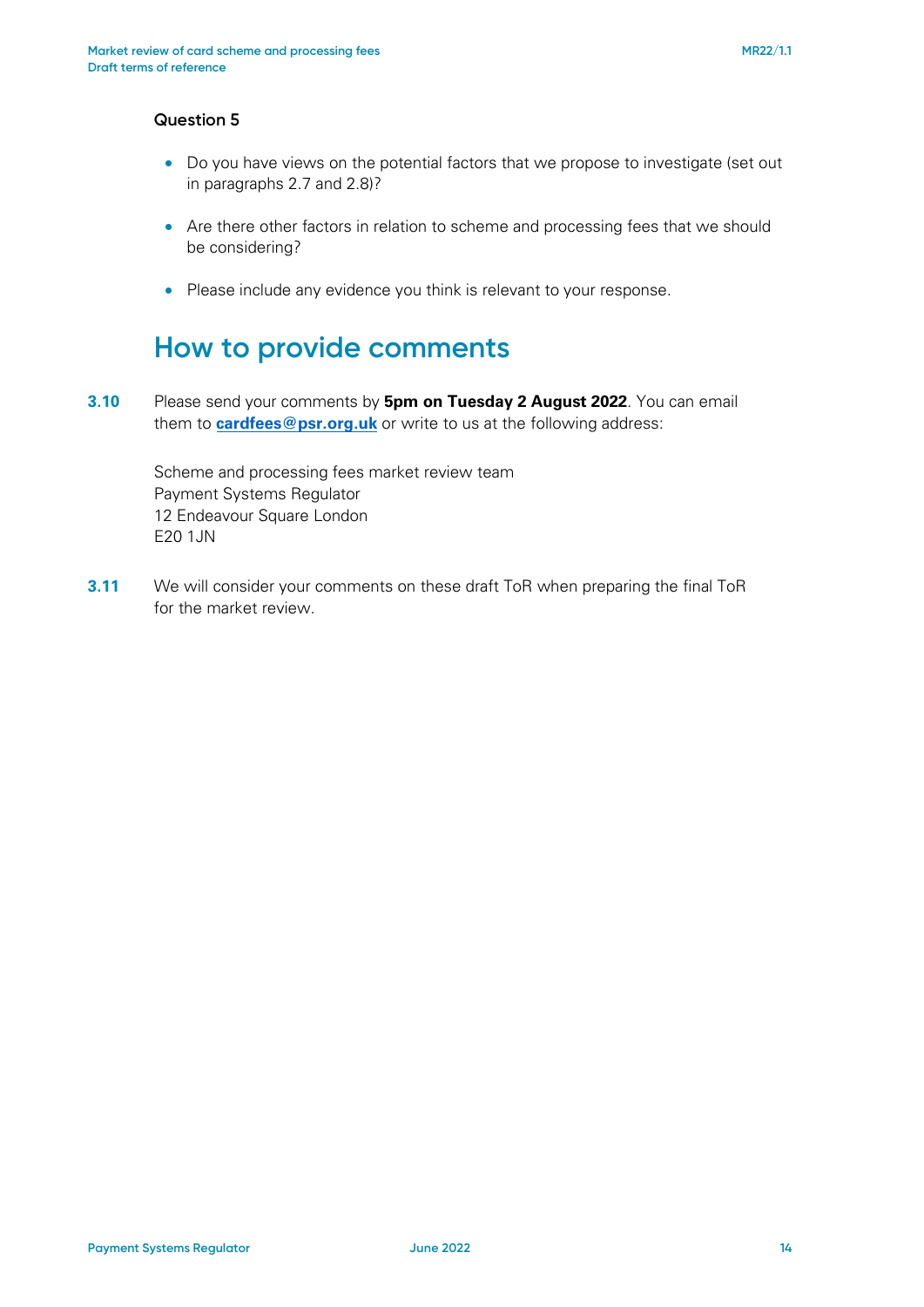### Question 5

- Do you have views on the potential factors that we propose to investigate (set out in paragraphs 2.7 and 2.8)?
- Are there other factors in relation to scheme and processing fees that we should be considering?
- Please include any evidence you think is relevant to your response.

## How to provide comments

**3.10** Please send your comments by **5pm on Tuesday 2 August 2022**. You can email them to **cardfees@psr.org.uk** or write to us at the following address:

Scheme and processing fees market review team
Payment Systems Regulator
12 Endeavour Square London
E20 1JN

**3.11** We will consider your comments on these draft ToR when preparing the final ToR for the market review.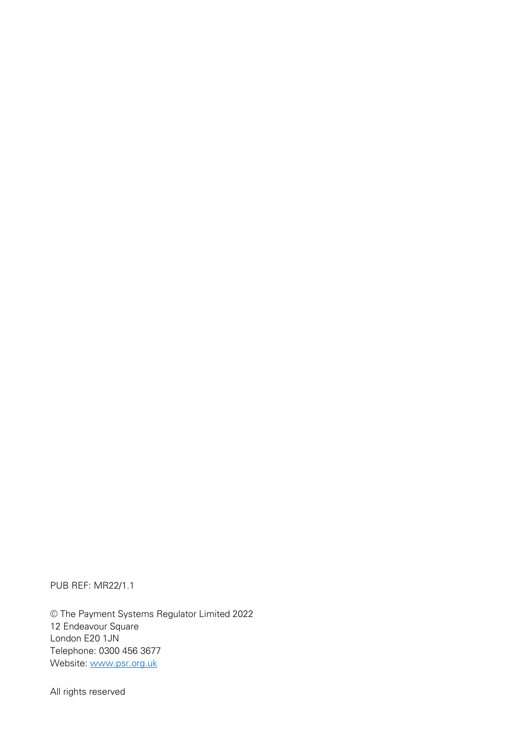PUB REF: MR22/1.1

© The Payment Systems Regulator Limited 2022
12 Endeavour Square
London E20 1JN
Telephone: 0300 456 3677
Website: [www.psr.org.uk](http://www.psr.org.uk)

All rights reserved